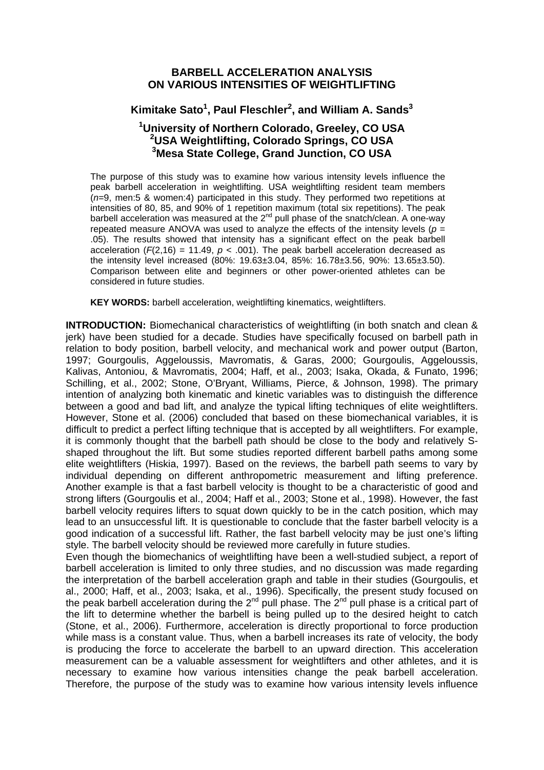# BARBELL ACCELERATION ANALYSIS ON VARIOUS INTENSITIES OF WEIGHTLIFTING

**Kimitake Sato[1], Paul Fleschler[2], and William A. Sands[3]**

**[1]University of Northern Colorado, Greeley, CO USA**
**[2]USA Weightlifting, Colorado Springs, CO USA**
**[3]Mesa State College, Grand Junction, CO USA**

The purpose of this study was to examine how various intensity levels influence the peak barbell acceleration in weightlifting. USA weightlifting resident team members ($n$=9, men:5 & women:4) participated in this study. They performed two repetitions at intensities of 80, 85, and 90% of 1 repetition maximum (total six repetitions). The peak barbell acceleration was measured at the 2nd pull phase of the snatch/clean. A one-way repeated measure ANOVA was used to analyze the effects of the intensity levels ($p$ = .05). The results showed that intensity has a significant effect on the peak barbell acceleration ($F(2,16)$ = 11.49, $p$ < .001). The peak barbell acceleration decreased as the intensity level increased (80%: 19.63±3.04, 85%: 16.78±3.56, 90%: 13.65±3.50). Comparison between elite and beginners or other power-oriented athletes can be considered in future studies.

**KEY WORDS:** barbell acceleration, weightlifting kinematics, weightlifters.

**INTRODUCTION:** Biomechanical characteristics of weightlifting (in both snatch and clean & jerk) have been studied for a decade. Studies have specifically focused on barbell path in relation to body position, barbell velocity, and mechanical work and power output (Barton, 1997; Gourgoulis, Aggeloussis, Mavromatis, & Garas, 2000; Gourgoulis, Aggeloussis, Kalivas, Antoniou, & Mavromatis, 2004; Haff, et al., 2003; Isaka, Okada, & Funato, 1996; Schilling, et al., 2002; Stone, O'Bryant, Williams, Pierce, & Johnson, 1998). The primary intention of analyzing both kinematic and kinetic variables was to distinguish the difference between a good and bad lift, and analyze the typical lifting techniques of elite weightlifters. However, Stone et al. (2006) concluded that based on these biomechanical variables, it is difficult to predict a perfect lifting technique that is accepted by all weightlifters. For example, it is commonly thought that the barbell path should be close to the body and relatively S-shaped throughout the lift. But some studies reported different barbell paths among some elite weightlifters (Hiskia, 1997). Based on the reviews, the barbell path seems to vary by individual depending on different anthropometric measurement and lifting preference. Another example is that a fast barbell velocity is thought to be a characteristic of good and strong lifters (Gourgoulis et al., 2004; Haff et al., 2003; Stone et al., 1998). However, the fast barbell velocity requires lifters to squat down quickly to be in the catch position, which may lead to an unsuccessful lift. It is questionable to conclude that the faster barbell velocity is a good indication of a successful lift. Rather, the fast barbell velocity may be just one's lifting style. The barbell velocity should be reviewed more carefully in future studies.

Even though the biomechanics of weightlifting have been a well-studied subject, a report of barbell acceleration is limited to only three studies, and no discussion was made regarding the interpretation of the barbell acceleration graph and table in their studies (Gourgoulis, et al., 2000; Haff, et al., 2003; Isaka, et al., 1996). Specifically, the present study focused on the peak barbell acceleration during the 2nd pull phase. The 2nd pull phase is a critical part of the lift to determine whether the barbell is being pulled up to the desired height to catch (Stone, et al., 2006). Furthermore, acceleration is directly proportional to force production while mass is a constant value. Thus, when a barbell increases its rate of velocity, the body is producing the force to accelerate the barbell to an upward direction. This acceleration measurement can be a valuable assessment for weightlifters and other athletes, and it is necessary to examine how various intensities change the peak barbell acceleration. Therefore, the purpose of the study was to examine how various intensity levels influence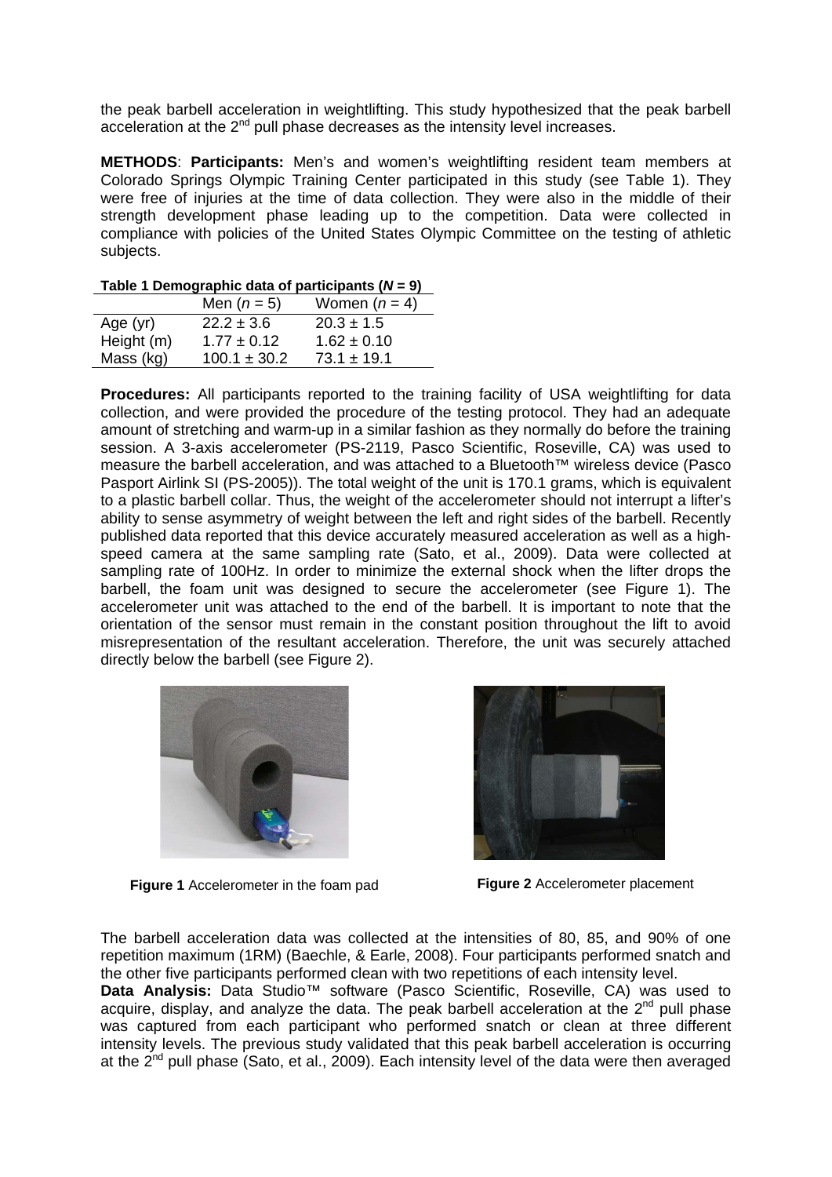the peak barbell acceleration in weightlifting. This study hypothesized that the peak barbell acceleration at the 2nd pull phase decreases as the intensity level increases.

**METHODS**: **Participants:** Men's and women's weightlifting resident team members at Colorado Springs Olympic Training Center participated in this study (see Table 1). They were free of injuries at the time of data collection. They were also in the middle of their strength development phase leading up to the competition. Data were collected in compliance with policies of the United States Olympic Committee on the testing of athletic subjects.

**Table 1 Demographic data of participants (*N* = 9)**

| | Men (*n* = 5) | Women (*n* = 4) |
|---|---|---|
| Age (yr) | 22.2 ± 3.6 | 20.3 ± 1.5 |
| Height (m) | 1.77 ± 0.12 | 1.62 ± 0.10 |
| Mass (kg) | 100.1 ± 30.2 | 73.1 ± 19.1 |

**Procedures:** All participants reported to the training facility of USA weightlifting for data collection, and were provided the procedure of the testing protocol. They had an adequate amount of stretching and warm-up in a similar fashion as they normally do before the training session. A 3-axis accelerometer (PS-2119, Pasco Scientific, Roseville, CA) was used to measure the barbell acceleration, and was attached to a Bluetooth™ wireless device (Pasco Pasport Airlink SI (PS-2005)). The total weight of the unit is 170.1 grams, which is equivalent to a plastic barbell collar. Thus, the weight of the accelerometer should not interrupt a lifter's ability to sense asymmetry of weight between the left and right sides of the barbell. Recently published data reported that this device accurately measured acceleration as well as a high-speed camera at the same sampling rate (Sato, et al., 2009). Data were collected at sampling rate of 100Hz. In order to minimize the external shock when the lifter drops the barbell, the foam unit was designed to secure the accelerometer (see Figure 1). The accelerometer unit was attached to the end of the barbell. It is important to note that the orientation of the sensor must remain in the constant position throughout the lift to avoid misrepresentation of the resultant acceleration. Therefore, the unit was securely attached directly below the barbell (see Figure 2).

**Figure 1** Accelerometer in the foam pad

**Figure 2** Accelerometer placement

The barbell acceleration data was collected at the intensities of 80, 85, and 90% of one repetition maximum (1RM) (Baechle, & Earle, 2008). Four participants performed snatch and the other five participants performed clean with two repetitions of each intensity level.

**Data Analysis:** Data Studio™ software (Pasco Scientific, Roseville, CA) was used to acquire, display, and analyze the data. The peak barbell acceleration at the 2nd pull phase was captured from each participant who performed snatch or clean at three different intensity levels. The previous study validated that this peak barbell acceleration is occurring at the 2nd pull phase (Sato, et al., 2009). Each intensity level of the data were then averaged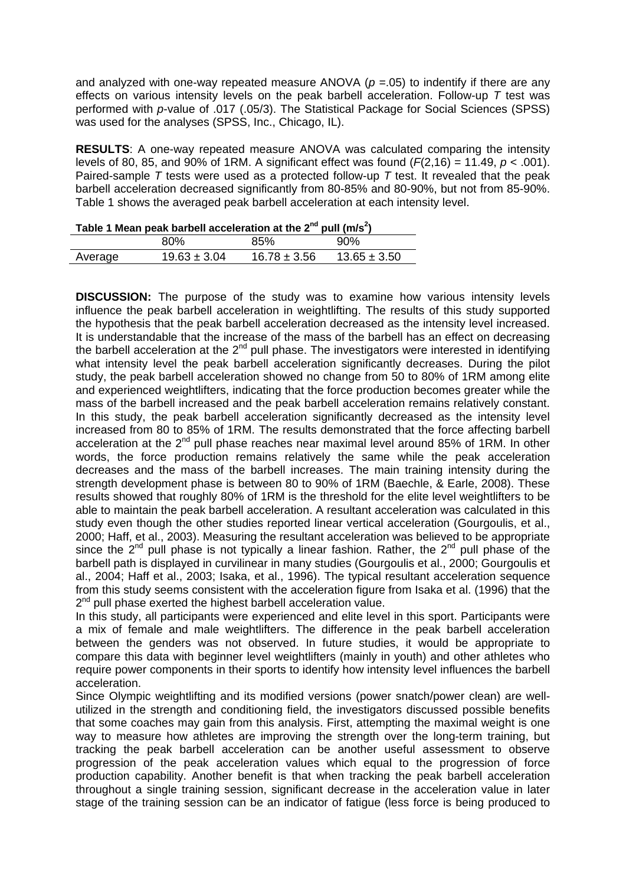and analyzed with one-way repeated measure ANOVA ($p$ =.05) to indentify if there are any effects on various intensity levels on the peak barbell acceleration. Follow-up *T* test was performed with *p*-value of .017 (.05/3). The Statistical Package for Social Sciences (SPSS) was used for the analyses (SPSS, Inc., Chicago, IL).

**RESULTS**: A one-way repeated measure ANOVA was calculated comparing the intensity levels of 80, 85, and 90% of 1RM. A significant effect was found ($F(2,16) = 11.49$, $p < .001$). Paired-sample *T* tests were used as a protected follow-up *T* test. It revealed that the peak barbell acceleration decreased significantly from 80-85% and 80-90%, but not from 85-90%. Table 1 shows the averaged peak barbell acceleration at each intensity level.

**Table 1 Mean peak barbell acceleration at the 2nd pull ($m/s^2$)**

| | 80% | 85% | 90% |
|---|---|---|---|
| Average | 19.63 ± 3.04 | 16.78 ± 3.56 | 13.65 ± 3.50 |

**DISCUSSION:** The purpose of the study was to examine how various intensity levels influence the peak barbell acceleration in weightlifting. The results of this study supported the hypothesis that the peak barbell acceleration decreased as the intensity level increased. It is understandable that the increase of the mass of the barbell has an effect on decreasing the barbell acceleration at the 2nd pull phase. The investigators were interested in identifying what intensity level the peak barbell acceleration significantly decreases. During the pilot study, the peak barbell acceleration showed no change from 50 to 80% of 1RM among elite and experienced weightlifters, indicating that the force production becomes greater while the mass of the barbell increased and the peak barbell acceleration remains relatively constant. In this study, the peak barbell acceleration significantly decreased as the intensity level increased from 80 to 85% of 1RM. The results demonstrated that the force affecting barbell acceleration at the 2nd pull phase reaches near maximal level around 85% of 1RM. In other words, the force production remains relatively the same while the peak acceleration decreases and the mass of the barbell increases. The main training intensity during the strength development phase is between 80 to 90% of 1RM (Baechle, & Earle, 2008). These results showed that roughly 80% of 1RM is the threshold for the elite level weightlifters to be able to maintain the peak barbell acceleration. A resultant acceleration was calculated in this study even though the other studies reported linear vertical acceleration (Gourgoulis, et al., 2000; Haff, et al., 2003). Measuring the resultant acceleration was believed to be appropriate since the 2nd pull phase is not typically a linear fashion. Rather, the 2nd pull phase of the barbell path is displayed in curvilinear in many studies (Gourgoulis et al., 2000; Gourgoulis et al., 2004; Haff et al., 2003; Isaka, et al., 1996). The typical resultant acceleration sequence from this study seems consistent with the acceleration figure from Isaka et al. (1996) that the 2nd pull phase exerted the highest barbell acceleration value.

In this study, all participants were experienced and elite level in this sport. Participants were a mix of female and male weightlifters. The difference in the peak barbell acceleration between the genders was not observed. In future studies, it would be appropriate to compare this data with beginner level weightlifters (mainly in youth) and other athletes who require power components in their sports to identify how intensity level influences the barbell acceleration.

Since Olympic weightlifting and its modified versions (power snatch/power clean) are well-utilized in the strength and conditioning field, the investigators discussed possible benefits that some coaches may gain from this analysis. First, attempting the maximal weight is one way to measure how athletes are improving the strength over the long-term training, but tracking the peak barbell acceleration can be another useful assessment to observe progression of the peak acceleration values which equal to the progression of force production capability. Another benefit is that when tracking the peak barbell acceleration throughout a single training session, significant decrease in the acceleration value in later stage of the training session can be an indicator of fatigue (less force is being produced to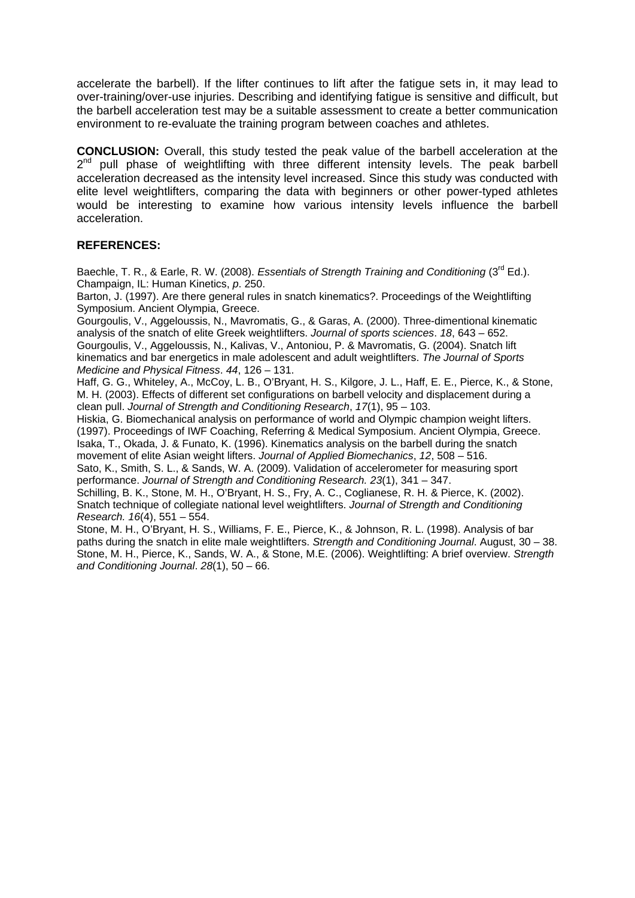accelerate the barbell). If the lifter continues to lift after the fatigue sets in, it may lead to over-training/over-use injuries. Describing and identifying fatigue is sensitive and difficult, but the barbell acceleration test may be a suitable assessment to create a better communication environment to re-evaluate the training program between coaches and athletes.

**CONCLUSION:** Overall, this study tested the peak value of the barbell acceleration at the 2nd pull phase of weightlifting with three different intensity levels. The peak barbell acceleration decreased as the intensity level increased. Since this study was conducted with elite level weightlifters, comparing the data with beginners or other power-typed athletes would be interesting to examine how various intensity levels influence the barbell acceleration.

**REFERENCES:**

Baechle, T. R., & Earle, R. W. (2008). *Essentials of Strength Training and Conditioning* (3rd Ed.). Champaign, IL: Human Kinetics, *p*. 250.

Barton, J. (1997). Are there general rules in snatch kinematics?. Proceedings of the Weightlifting Symposium. Ancient Olympia, Greece.

Gourgoulis, V., Aggeloussis, N., Mavromatis, G., & Garas, A. (2000). Three-dimentional kinematic analysis of the snatch of elite Greek weightlifters. *Journal of sports sciences*. *18*, 643 – 652.

Gourgoulis, V., Aggeloussis, N., Kalivas, V., Antoniou, P. & Mavromatis, G. (2004). Snatch lift kinematics and bar energetics in male adolescent and adult weightlifters. *The Journal of Sports Medicine and Physical Fitness*. *44*, 126 – 131.

Haff, G. G., Whiteley, A., McCoy, L. B., O'Bryant, H. S., Kilgore, J. L., Haff, E. E., Pierce, K., & Stone, M. H. (2003). Effects of different set configurations on barbell velocity and displacement during a clean pull. *Journal of Strength and Conditioning Research*, *17*(1), 95 – 103.

Hiskia, G. Biomechanical analysis on performance of world and Olympic champion weight lifters. (1997). Proceedings of IWF Coaching, Referring & Medical Symposium. Ancient Olympia, Greece.

Isaka, T., Okada, J. & Funato, K. (1996). Kinematics analysis on the barbell during the snatch movement of elite Asian weight lifters. *Journal of Applied Biomechanics*, *12*, 508 – 516.

Sato, K., Smith, S. L., & Sands, W. A. (2009). Validation of accelerometer for measuring sport performance. *Journal of Strength and Conditioning Research. 23*(1), 341 – 347.

Schilling, B. K., Stone, M. H., O'Bryant, H. S., Fry, A. C., Coglianese, R. H. & Pierce, K. (2002). Snatch technique of collegiate national level weightlifters. *Journal of Strength and Conditioning Research. 16*(4), 551 – 554.

Stone, M. H., O'Bryant, H. S., Williams, F. E., Pierce, K., & Johnson, R. L. (1998). Analysis of bar paths during the snatch in elite male weightlifters. *Strength and Conditioning Journal*. August, 30 – 38.

Stone, M. H., Pierce, K., Sands, W. A., & Stone, M.E. (2006). Weightlifting: A brief overview. *Strength and Conditioning Journal*. *28*(1), 50 – 66.